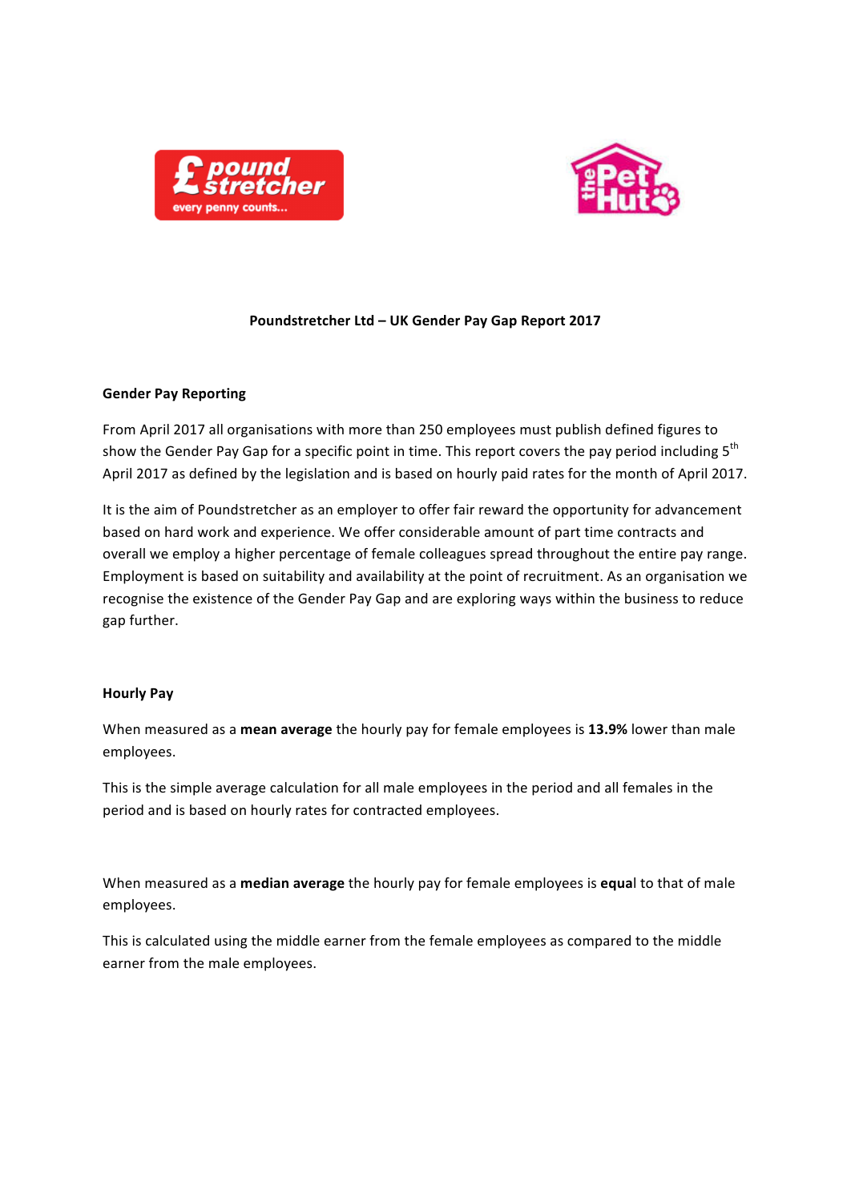# Poundstretcher Ltd – UK Gender Pay Gap Report 2017

## Gender Pay Reporting

From April 2017 all organisations with more than 250 employees must publish defined figures to show the Gender Pay Gap for a specific point in time. This report covers the pay period including 5th April 2017 as defined by the legislation and is based on hourly paid rates for the month of April 2017.

It is the aim of Poundstretcher as an employer to offer fair reward the opportunity for advancement based on hard work and experience. We offer considerable amount of part time contracts and overall we employ a higher percentage of female colleagues spread throughout the entire pay range. Employment is based on suitability and availability at the point of recruitment. As an organisation we recognise the existence of the Gender Pay Gap and are exploring ways within the business to reduce gap further.

## Hourly Pay

When measured as a **mean average** the hourly pay for female employees is **13.9%** lower than male employees.

This is the simple average calculation for all male employees in the period and all females in the period and is based on hourly rates for contracted employees.

When measured as a **median average** the hourly pay for female employees is **equa**l to that of male employees.

This is calculated using the middle earner from the female employees as compared to the middle earner from the male employees.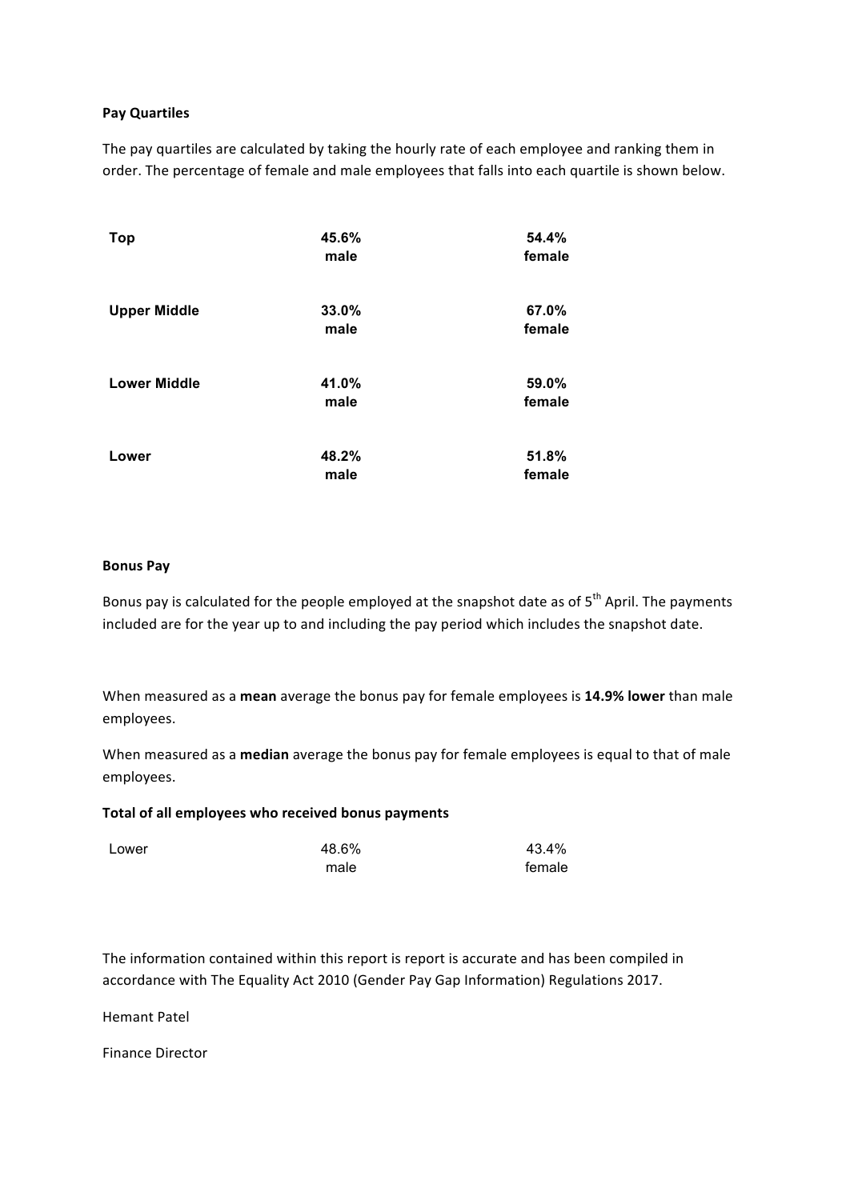**Pay Quartiles**

The pay quartiles are calculated by taking the hourly rate of each employee and ranking them in order. The percentage of female and male employees that falls into each quartile is shown below.

| | | |
|---|---|---|
| **Top** | **45.6% male** | **54.4% female** |
| **Upper Middle** | **33.0% male** | **67.0% female** |
| **Lower Middle** | **41.0% male** | **59.0% female** |
| **Lower** | **48.2% male** | **51.8% female** |

**Bonus Pay**

Bonus pay is calculated for the people employed at the snapshot date as of 5th April. The payments included are for the year up to and including the pay period which includes the snapshot date.

When measured as a **mean** average the bonus pay for female employees is **14.9% lower** than male employees.

When measured as a **median** average the bonus pay for female employees is equal to that of male employees.

**Total of all employees who received bonus payments**

| | | |
|---|---|---|
| Lower | 48.6% male | 43.4% female |

The information contained within this report is report is accurate and has been compiled in accordance with The Equality Act 2010 (Gender Pay Gap Information) Regulations 2017.

Hemant Patel

Finance Director